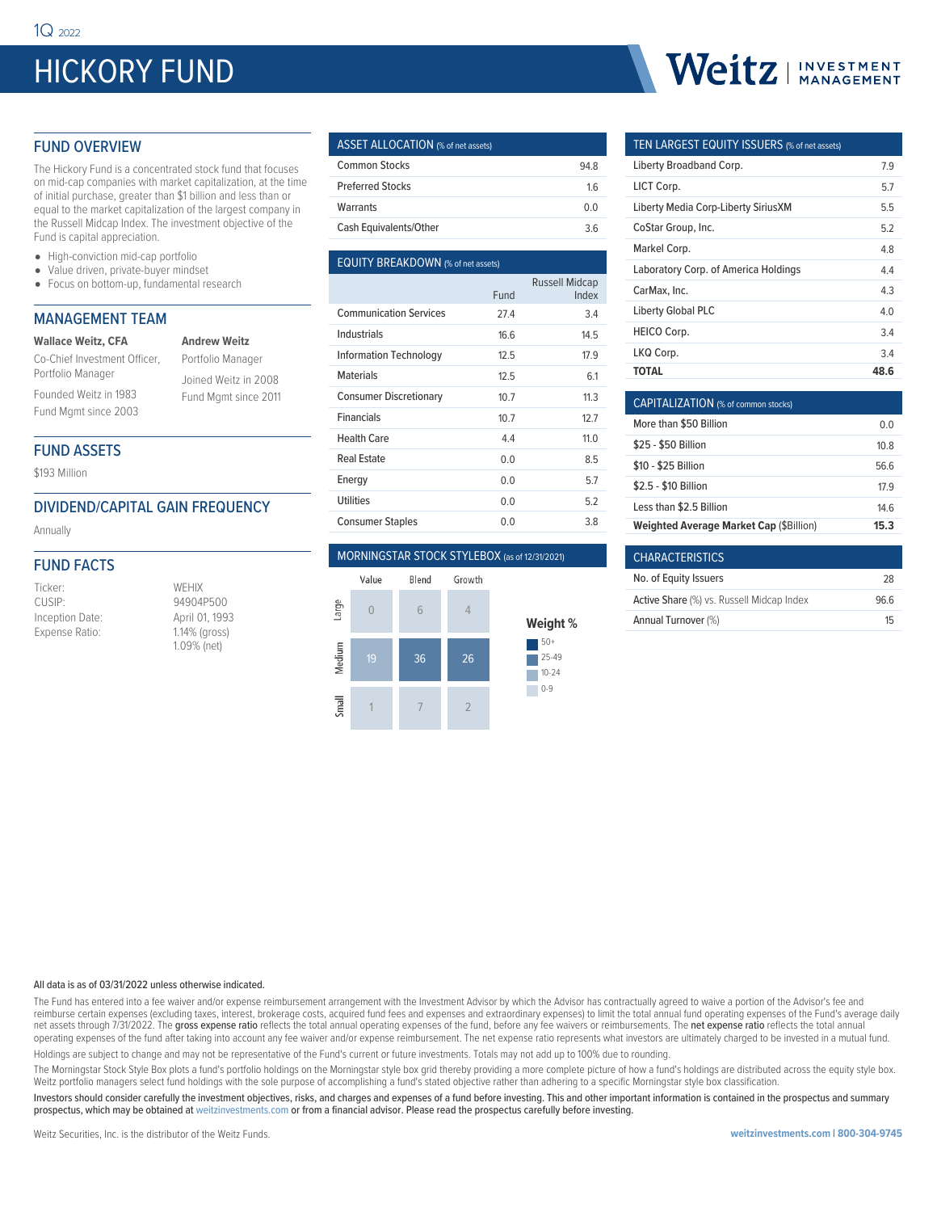1Q 2022

# HICKORY FUND

Weitz | INVESTMENT MANAGEMENT

## FUND OVERVIEW

The Hickory Fund is a concentrated stock fund that focuses on mid-cap companies with market capitalization, at the time of initial purchase, greater than $1 billion and less than or equal to the market capitalization of the largest company in the Russell Midcap Index. The investment objective of the Fund is capital appreciation.

- High-conviction mid-cap portfolio
- Value driven, private-buyer mindset
- Focus on bottom-up, fundamental research

## MANAGEMENT TEAM

**Wallace Weitz, CFA**
Co-Chief Investment Officer, Portfolio Manager
Founded Weitz in 1983
Fund Mgmt since 2003

**Andrew Weitz**
Portfolio Manager
Joined Weitz in 2008
Fund Mgmt since 2011

## FUND ASSETS

$193 Million

## DIVIDEND/CAPITAL GAIN FREQUENCY

Annually

## FUND FACTS

| | |
|---|---|
| Ticker: | WEHIX |
| CUSIP: | 94904P500 |
| Inception Date: | April 01, 1993 |
| Expense Ratio: | 1.14% (gross) 1.09% (net) |

## ASSET ALLOCATION (% of net assets)

| | |
|---|---|
| Common Stocks | 94.8 |
| Preferred Stocks | 1.6 |
| Warrants | 0.0 |
| Cash Equivalents/Other | 3.6 |

## EQUITY BREAKDOWN (% of net assets)

| | Fund | Russell Midcap Index |
|---|---|---|
| Communication Services | 27.4 | 3.4 |
| Industrials | 16.6 | 14.5 |
| Information Technology | 12.5 | 17.9 |
| Materials | 12.5 | 6.1 |
| Consumer Discretionary | 10.7 | 11.3 |
| Financials | 10.7 | 12.7 |
| Health Care | 4.4 | 11.0 |
| Real Estate | 0.0 | 8.5 |
| Energy | 0.0 | 5.7 |
| Utilities | 0.0 | 5.2 |
| Consumer Staples | 0.0 | 3.8 |

## MORNINGSTAR STOCK STYLEBOX (as of 12/31/2021)

| | Value | Blend | Growth |
|---|---|---|---|
| Large | 0 | 6 | 4 |
| Medium | 19 | 36 | 26 |
| Small | 1 | 7 | 2 |

Weight %: 50+ / 25-49 / 10-24 / 0-9

## TEN LARGEST EQUITY ISSUERS (% of net assets)

| | |
|---|---|
| Liberty Broadband Corp. | 7.9 |
| LICT Corp. | 5.7 |
| Liberty Media Corp-Liberty SiriusXM | 5.5 |
| CoStar Group, Inc. | 5.2 |
| Markel Corp. | 4.8 |
| Laboratory Corp. of America Holdings | 4.4 |
| CarMax, Inc. | 4.3 |
| Liberty Global PLC | 4.0 |
| HEICO Corp. | 3.4 |
| LKQ Corp. | 3.4 |
| **TOTAL** | **48.6** |

## CAPITALIZATION (% of common stocks)

| | |
|---|---|
| More than $50 Billion | 0.0 |
| $25 - $50 Billion | 10.8 |
| $10 - $25 Billion | 56.6 |
| $2.5 - $10 Billion | 17.9 |
| Less than $2.5 Billion | 14.6 |
| **Weighted Average Market Cap** ($Billion) | **15.3** |

## CHARACTERISTICS

| | |
|---|---|
| No. of Equity Issuers | 28 |
| Active Share (%) vs. Russell Midcap Index | 96.6 |
| Annual Turnover (%) | 15 |

All data is as of 03/31/2022 unless otherwise indicated.

The Fund has entered into a fee waiver and/or expense reimbursement arrangement with the Investment Advisor by which the Advisor has contractually agreed to waive a portion of the Advisor's fee and reimburse certain expenses (excluding taxes, interest, brokerage costs, acquired fund fees and expenses and extraordinary expenses) to limit the total annual fund operating expenses of the Fund's average daily net assets through 7/31/2022. The **gross expense ratio** reflects the total annual operating expenses of the fund, before any fee waivers or reimbursements. The **net expense ratio** reflects the total annual operating expenses of the fund after taking into account any fee waiver and/or expense reimbursement. The net expense ratio represents what investors are ultimately charged to be invested in a mutual fund.

Holdings are subject to change and may not be representative of the Fund's current or future investments. Totals may not add up to 100% due to rounding.

The Morningstar Stock Style Box plots a fund's portfolio holdings on the Morningstar style box grid thereby providing a more complete picture of how a fund's holdings are distributed across the equity style box. Weitz portfolio managers select fund holdings with the sole purpose of accomplishing a fund's stated objective rather than adhering to a specific Morningstar style box classification.

Investors should consider carefully the investment objectives, risks, and charges and expenses of a fund before investing. This and other important information is contained in the prospectus and summary prospectus, which may be obtained at weitzinvestments.com or from a financial advisor. Please read the prospectus carefully before investing.

Weitz Securities, Inc. is the distributor of the Weitz Funds.

weitzinvestments.com | 800-304-9745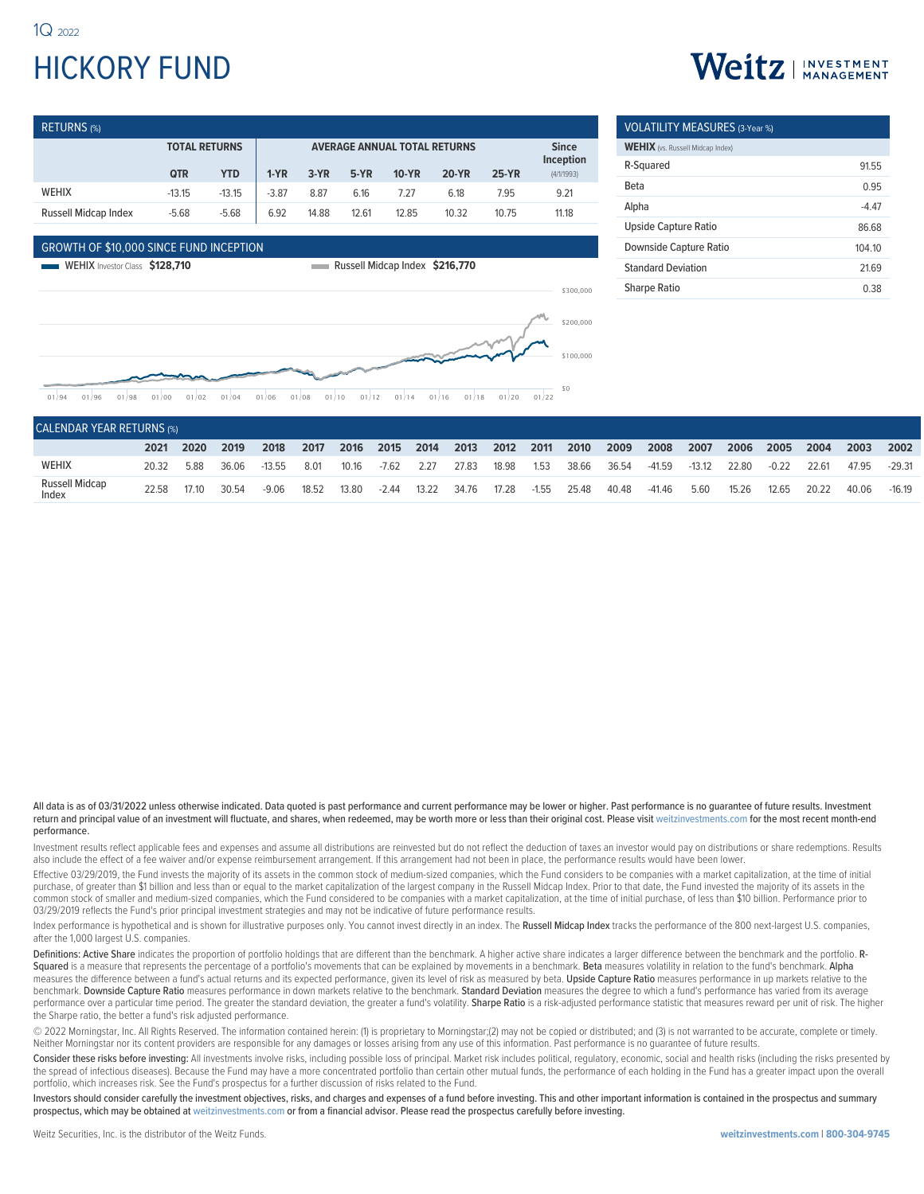1Q 2022

# HICKORY FUND

Weitz | INVESTMENT MANAGEMENT

## RETURNS (%)

| | TOTAL RETURNS | | AVERAGE ANNUAL TOTAL RETURNS | | | | | | Since Inception |
|---|---|---|---|---|---|---|---|---|---|
| | QTR | YTD | 1-YR | 3-YR | 5-YR | 10-YR | 20-YR | 25-YR | (4/1/1993) |
| WEHIX | -13.15 | -13.15 | -3.87 | 8.87 | 6.16 | 7.27 | 6.18 | 7.95 | 9.21 |
| Russell Midcap Index | -5.68 | -5.68 | 6.92 | 14.88 | 12.61 | 12.85 | 10.32 | 10.75 | 11.18 |

## VOLATILITY MEASURES (3-Year %)

| WEHIX (vs. Russell Midcap Index) | |
|---|---|
| R-Squared | 91.55 |
| Beta | 0.95 |
| Alpha | -4.47 |
| Upside Capture Ratio | 86.68 |
| Downside Capture Ratio | 104.10 |
| Standard Deviation | 21.69 |
| Sharpe Ratio | 0.38 |

## GROWTH OF $10,000 SINCE FUND INCEPTION

WEHIX Investor Class **$128,710**

Russell Midcap Index **$216,770**

$300,000
$200,000
$100,000
$0

01/94 01/96 01/98 01/00 01/02 01/04 01/06 01/08 01/10 01/12 01/14 01/16 01/18 01/20 01/22

## CALENDAR YEAR RETURNS (%)

| | 2021 | 2020 | 2019 | 2018 | 2017 | 2016 | 2015 | 2014 | 2013 | 2012 | 2011 | 2010 | 2009 | 2008 | 2007 | 2006 | 2005 | 2004 | 2003 | 2002 |
|---|---|---|---|---|---|---|---|---|---|---|---|---|---|---|---|---|---|---|---|---|
| WEHIX | 20.32 | 5.88 | 36.06 | -13.55 | 8.01 | 10.16 | -7.62 | 2.27 | 27.83 | 18.98 | 1.53 | 38.66 | 36.54 | -41.59 | -13.12 | 22.80 | -0.22 | 22.61 | 47.95 | -29.31 |
| Russell Midcap Index | 22.58 | 17.10 | 30.54 | -9.06 | 18.52 | 13.80 | -2.44 | 13.22 | 34.76 | 17.28 | -1.55 | 25.48 | 40.48 | -41.46 | 5.60 | 15.26 | 12.65 | 20.22 | 40.06 | -16.19 |

All data is as of 03/31/2022 unless otherwise indicated. Data quoted is past performance and current performance may be lower or higher. Past performance is no guarantee of future results. Investment return and principal value of an investment will fluctuate, and shares, when redeemed, may be worth more or less than their original cost. Please visit weitzinvestments.com for the most recent month-end performance.

Investment results reflect applicable fees and expenses and assume all distributions are reinvested but do not reflect the deduction of taxes an investor would pay on distributions or share redemptions. Results also include the effect of a fee waiver and/or expense reimbursement arrangement. If this arrangement had not been in place, the performance results would have been lower.

Effective 03/29/2019, the Fund invests the majority of its assets in the common stock of medium-sized companies, which the Fund considers to be companies with a market capitalization, at the time of initial purchase, of greater than $1 billion and less than or equal to the market capitalization of the largest company in the Russell Midcap Index. Prior to that date, the Fund invested the majority of its assets in the common stock of smaller and medium-sized companies, which the Fund considered to be companies with a market capitalization, at the time of initial purchase, of less than $10 billion. Performance prior to 03/29/2019 reflects the Fund's prior principal investment strategies and may not be indicative of future performance results.

Index performance is hypothetical and is shown for illustrative purposes only. You cannot invest directly in an index. The **Russell Midcap Index** tracks the performance of the 800 next-largest U.S. companies, after the 1,000 largest U.S. companies.

**Definitions: Active Share** indicates the proportion of portfolio holdings that are different than the benchmark. A higher active share indicates a larger difference between the benchmark and the portfolio. **R-Squared** is a measure that represents the percentage of a portfolio's movements that can be explained by movements in a benchmark. **Beta** measures volatility in relation to the fund's benchmark. **Alpha** measures the difference between a fund's actual returns and its expected performance, given its level of risk as measured by beta. **Upside Capture Ratio** measures performance in up markets relative to the benchmark. **Downside Capture Ratio** measures performance in down markets relative to the benchmark. **Standard Deviation** measures the degree to which a fund's performance has varied from its average performance over a particular time period. The greater the standard deviation, the greater a fund's volatility. **Sharpe Ratio** is a risk-adjusted performance statistic that measures reward per unit of risk. The higher the Sharpe ratio, the better a fund's risk adjusted performance.

© 2022 Morningstar, Inc. All Rights Reserved. The information contained herein: (1) is proprietary to Morningstar;(2) may not be copied or distributed; and (3) is not warranted to be accurate, complete or timely. Neither Morningstar nor its content providers are responsible for any damages or losses arising from any use of this information. Past performance is no guarantee of future results.

**Consider these risks before investing:** All investments involve risks, including possible loss of principal. Market risk includes political, regulatory, economic, social and health risks (including the risks presented by the spread of infectious diseases). Because the Fund may have a more concentrated portfolio than certain other mutual funds, the performance of each holding in the Fund has a greater impact upon the overall portfolio, which increases risk. See the Fund's prospectus for a further discussion of risks related to the Fund.

**Investors should consider carefully the investment objectives, risks, and charges and expenses of a fund before investing. This and other important information is contained in the prospectus and summary prospectus, which may be obtained at weitzinvestments.com or from a financial advisor. Please read the prospectus carefully before investing.**

Weitz Securities, Inc. is the distributor of the Weitz Funds.

**weitzinvestments.com | 800-304-9745**